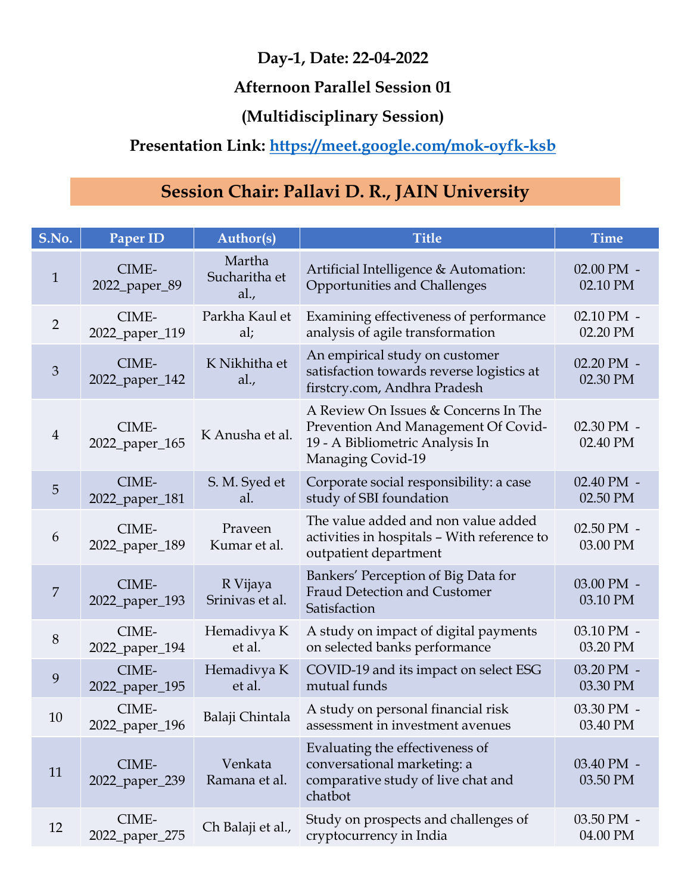**Day-1, Date: 22-04-2022**

**Afternoon Parallel Session 01**

**(Multidisciplinary Session)**

**Presentation Link: https://meet.google.com/mok-oyfk-ksb**

## Session Chair: Pallavi D. R., JAIN University

| S.No. | Paper ID | Author(s) | Title | Time |
|---|---|---|---|---|
| 1 | CIME-2022_paper_89 | Martha Sucharitha et al., | Artificial Intelligence & Automation: Opportunities and Challenges | 02.00 PM - 02.10 PM |
| 2 | CIME-2022_paper_119 | Parkha Kaul et al; | Examining effectiveness of performance analysis of agile transformation | 02.10 PM - 02.20 PM |
| 3 | CIME-2022_paper_142 | K Nikhitha et al., | An empirical study on customer satisfaction towards reverse logistics at firstcry.com, Andhra Pradesh | 02.20 PM - 02.30 PM |
| 4 | CIME-2022_paper_165 | K Anusha et al. | A Review On Issues & Concerns In The Prevention And Management Of Covid-19 - A Bibliometric Analysis In Managing Covid-19 | 02.30 PM - 02.40 PM |
| 5 | CIME-2022_paper_181 | S. M. Syed et al. | Corporate social responsibility: a case study of SBI foundation | 02.40 PM - 02.50 PM |
| 6 | CIME-2022_paper_189 | Praveen Kumar et al. | The value added and non value added activities in hospitals – With reference to outpatient department | 02.50 PM - 03.00 PM |
| 7 | CIME-2022_paper_193 | R Vijaya Srinivas et al. | Bankers' Perception of Big Data for Fraud Detection and Customer Satisfaction | 03.00 PM - 03.10 PM |
| 8 | CIME-2022_paper_194 | Hemadivya K et al. | A study on impact of digital payments on selected banks performance | 03.10 PM - 03.20 PM |
| 9 | CIME-2022_paper_195 | Hemadivya K et al. | COVID-19 and its impact on select ESG mutual funds | 03.20 PM - 03.30 PM |
| 10 | CIME-2022_paper_196 | Balaji Chintala | A study on personal financial risk assessment in investment avenues | 03.30 PM - 03.40 PM |
| 11 | CIME-2022_paper_239 | Venkata Ramana et al. | Evaluating the effectiveness of conversational marketing: a comparative study of live chat and chatbot | 03.40 PM - 03.50 PM |
| 12 | CIME-2022_paper_275 | Ch Balaji et al., | Study on prospects and challenges of cryptocurrency in India | 03.50 PM - 04.00 PM |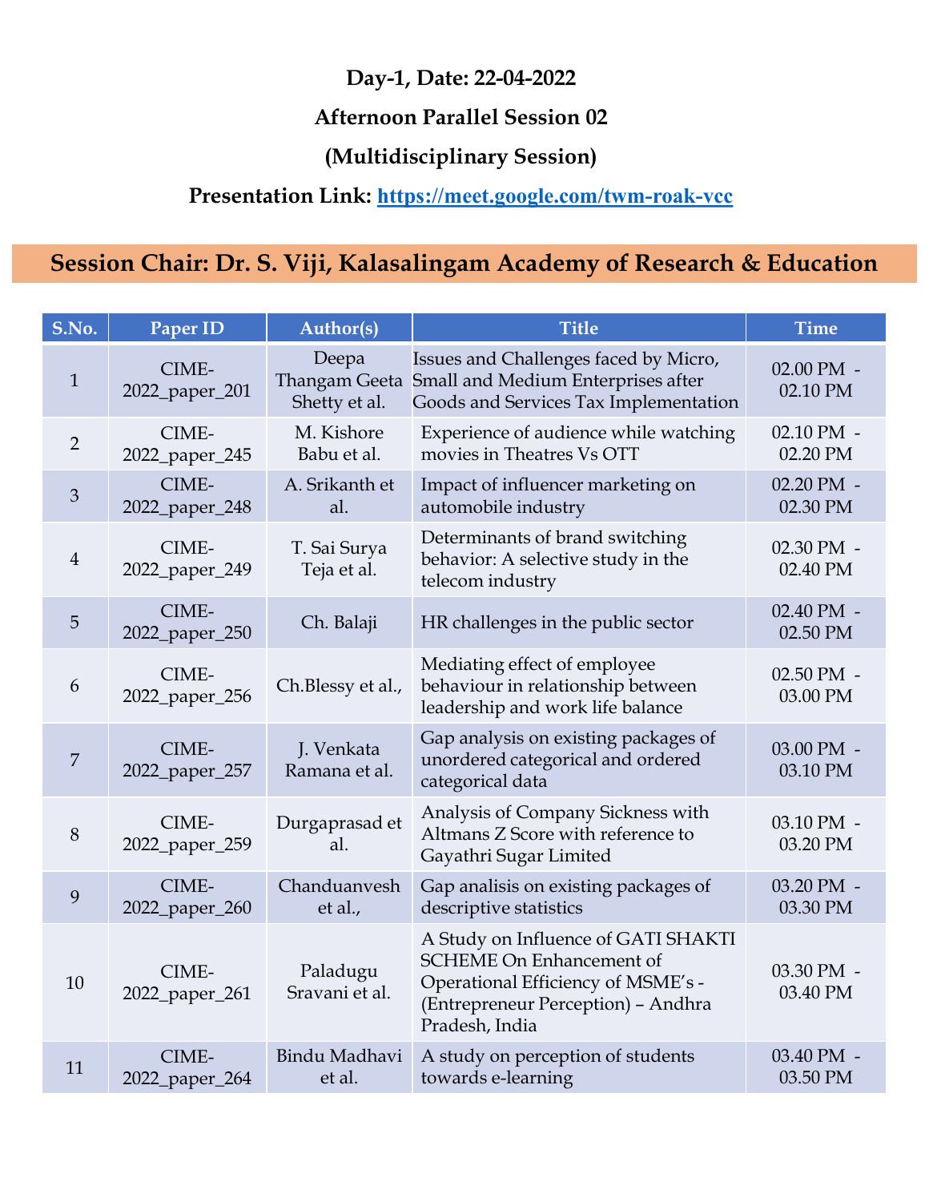**Day-1, Date: 22-04-2022**

**Afternoon Parallel Session 02**

**(Multidisciplinary Session)**

**Presentation Link: https://meet.google.com/twm-roak-vcc**

## Session Chair: Dr. S. Viji, Kalasalingam Academy of Research & Education

| S.No. | Paper ID | Author(s) | Title | Time |
|---|---|---|---|---|
| 1 | CIME-2022_paper_201 | Deepa Thangam Geeta Shetty et al. | Issues and Challenges faced by Micro, Small and Medium Enterprises after Goods and Services Tax Implementation | 02.00 PM - 02.10 PM |
| 2 | CIME-2022_paper_245 | M. Kishore Babu et al. | Experience of audience while watching movies in Theatres Vs OTT | 02.10 PM - 02.20 PM |
| 3 | CIME-2022_paper_248 | A. Srikanth et al. | Impact of influencer marketing on automobile industry | 02.20 PM - 02.30 PM |
| 4 | CIME-2022_paper_249 | T. Sai Surya Teja et al. | Determinants of brand switching behavior: A selective study in the telecom industry | 02.30 PM - 02.40 PM |
| 5 | CIME-2022_paper_250 | Ch. Balaji | HR challenges in the public sector | 02.40 PM - 02.50 PM |
| 6 | CIME-2022_paper_256 | Ch.Blessy et al., | Mediating effect of employee behaviour in relationship between leadership and work life balance | 02.50 PM - 03.00 PM |
| 7 | CIME-2022_paper_257 | J. Venkata Ramana et al. | Gap analysis on existing packages of unordered categorical and ordered categorical data | 03.00 PM - 03.10 PM |
| 8 | CIME-2022_paper_259 | Durgaprasad et al. | Analysis of Company Sickness with Altmans Z Score with reference to Gayathri Sugar Limited | 03.10 PM - 03.20 PM |
| 9 | CIME-2022_paper_260 | Chanduanvesh et al., | Gap analisis on existing packages of descriptive statistics | 03.20 PM - 03.30 PM |
| 10 | CIME-2022_paper_261 | Paladugu Sravani et al. | A Study on Influence of GATI SHAKTI SCHEME On Enhancement of Operational Efficiency of MSME's - (Entrepreneur Perception) – Andhra Pradesh, India | 03.30 PM - 03.40 PM |
| 11 | CIME-2022_paper_264 | Bindu Madhavi et al. | A study on perception of students towards e-learning | 03.40 PM - 03.50 PM |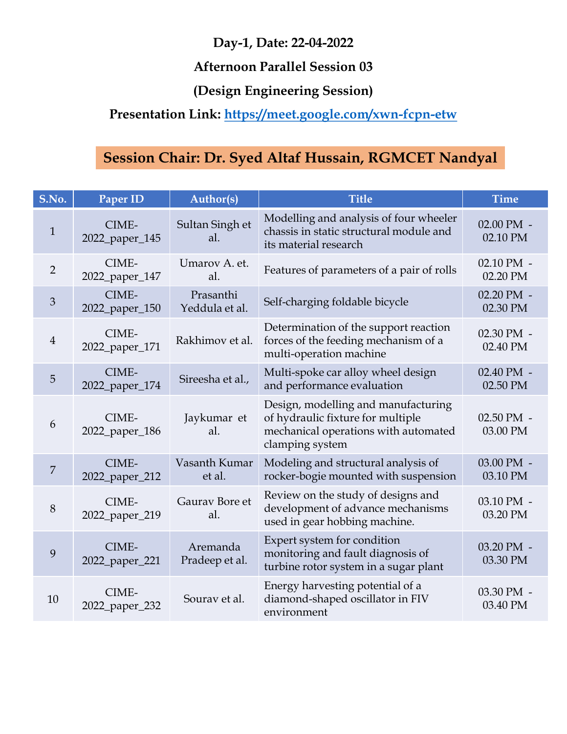**Day-1, Date: 22-04-2022**

**Afternoon Parallel Session 03**

**(Design Engineering Session)**

**Presentation Link: https://meet.google.com/xwn-fcpn-etw**

**Session Chair: Dr. Syed Altaf Hussain, RGMCET Nandyal**

| S.No. | Paper ID | Author(s) | Title | Time |
|---|---|---|---|---|
| 1 | CIME-2022_paper_145 | Sultan Singh et al. | Modelling and analysis of four wheeler chassis in static structural module and its material research | 02.00 PM - 02.10 PM |
| 2 | CIME-2022_paper_147 | Umarov A. et. al. | Features of parameters of a pair of rolls | 02.10 PM - 02.20 PM |
| 3 | CIME-2022_paper_150 | Prasanthi Yeddula et al. | Self-charging foldable bicycle | 02.20 PM - 02.30 PM |
| 4 | CIME-2022_paper_171 | Rakhimov et al. | Determination of the support reaction forces of the feeding mechanism of a multi-operation machine | 02.30 PM - 02.40 PM |
| 5 | CIME-2022_paper_174 | Sireesha et al., | Multi-spoke car alloy wheel design and performance evaluation | 02.40 PM - 02.50 PM |
| 6 | CIME-2022_paper_186 | Jaykumar et al. | Design, modelling and manufacturing of hydraulic fixture for multiple mechanical operations with automated clamping system | 02.50 PM - 03.00 PM |
| 7 | CIME-2022_paper_212 | Vasanth Kumar et al. | Modeling and structural analysis of rocker-bogie mounted with suspension | 03.00 PM - 03.10 PM |
| 8 | CIME-2022_paper_219 | Gaurav Bore et al. | Review on the study of designs and development of advance mechanisms used in gear hobbing machine. | 03.10 PM - 03.20 PM |
| 9 | CIME-2022_paper_221 | Aremanda Pradeep et al. | Expert system for condition monitoring and fault diagnosis of turbine rotor system in a sugar plant | 03.20 PM - 03.30 PM |
| 10 | CIME-2022_paper_232 | Sourav et al. | Energy harvesting potential of a diamond-shaped oscillator in FIV environment | 03.30 PM - 03.40 PM |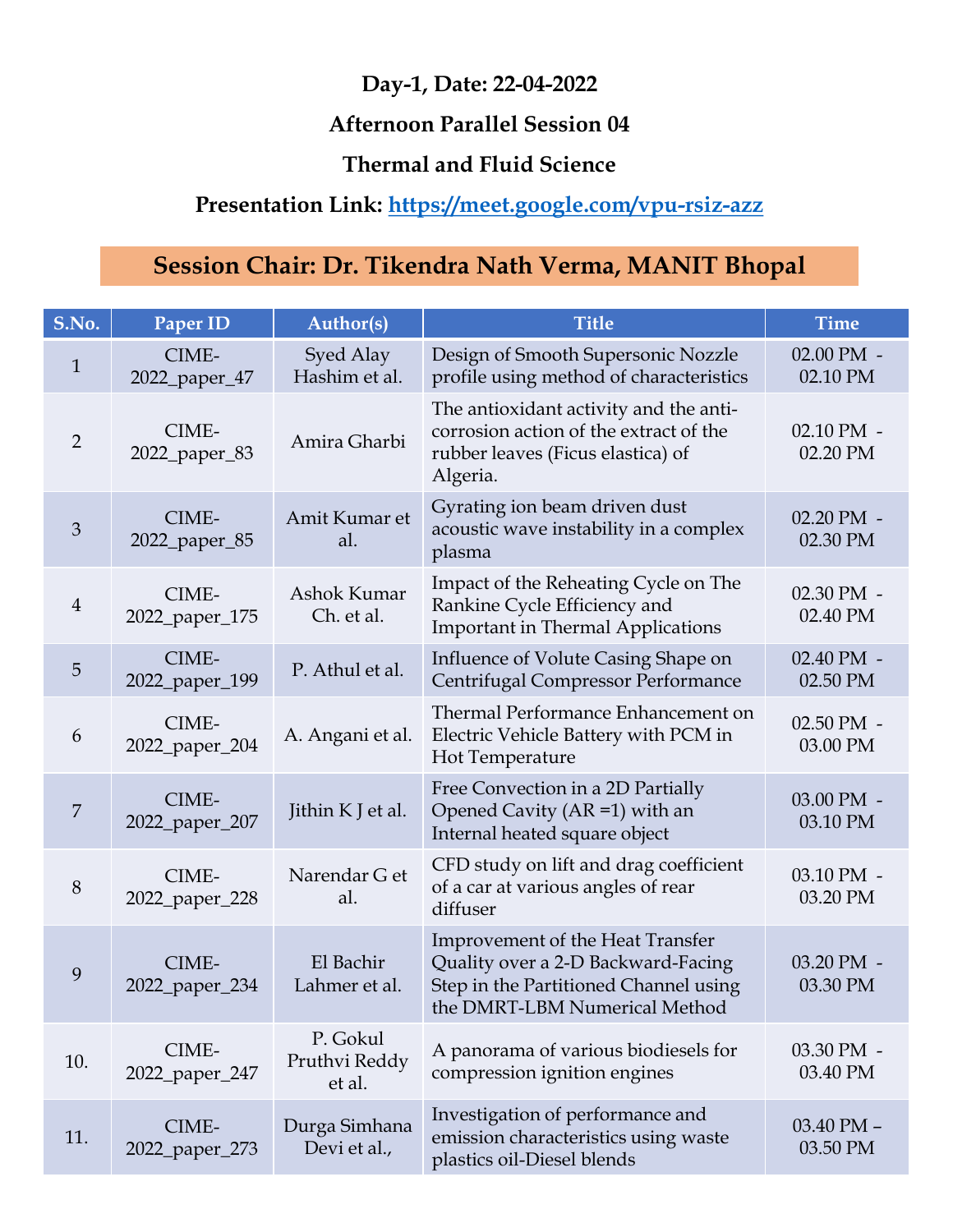**Day-1, Date: 22-04-2022**

**Afternoon Parallel Session 04**

**Thermal and Fluid Science**

**Presentation Link: [https://meet.google.com/vpu-rsiz-azz](https://meet.google.com/vpu-rsiz-azz)**

## Session Chair: Dr. Tikendra Nath Verma, MANIT Bhopal

| S.No. | Paper ID | Author(s) | Title | Time |
|---|---|---|---|---|
| 1 | CIME-2022_paper_47 | Syed Alay Hashim et al. | Design of Smooth Supersonic Nozzle profile using method of characteristics | 02.00 PM - 02.10 PM |
| 2 | CIME-2022_paper_83 | Amira Gharbi | The antioxidant activity and the anti-corrosion action of the extract of the rubber leaves (Ficus elastica) of Algeria. | 02.10 PM - 02.20 PM |
| 3 | CIME-2022_paper_85 | Amit Kumar et al. | Gyrating ion beam driven dust acoustic wave instability in a complex plasma | 02.20 PM - 02.30 PM |
| 4 | CIME-2022_paper_175 | Ashok Kumar Ch. et al. | Impact of the Reheating Cycle on The Rankine Cycle Efficiency and Important in Thermal Applications | 02.30 PM - 02.40 PM |
| 5 | CIME-2022_paper_199 | P. Athul et al. | Influence of Volute Casing Shape on Centrifugal Compressor Performance | 02.40 PM - 02.50 PM |
| 6 | CIME-2022_paper_204 | A. Angani et al. | Thermal Performance Enhancement on Electric Vehicle Battery with PCM in Hot Temperature | 02.50 PM - 03.00 PM |
| 7 | CIME-2022_paper_207 | Jithin K J et al. | Free Convection in a 2D Partially Opened Cavity (AR =1) with an Internal heated square object | 03.00 PM - 03.10 PM |
| 8 | CIME-2022_paper_228 | Narendar G et al. | CFD study on lift and drag coefficient of a car at various angles of rear diffuser | 03.10 PM - 03.20 PM |
| 9 | CIME-2022_paper_234 | El Bachir Lahmer et al. | Improvement of the Heat Transfer Quality over a 2-D Backward-Facing Step in the Partitioned Channel using the DMRT-LBM Numerical Method | 03.20 PM - 03.30 PM |
| 10. | CIME-2022_paper_247 | P. Gokul Pruthvi Reddy et al. | A panorama of various biodiesels for compression ignition engines | 03.30 PM - 03.40 PM |
| 11. | CIME-2022_paper_273 | Durga Simhana Devi et al., | Investigation of performance and emission characteristics using waste plastics oil-Diesel blends | 03.40 PM – 03.50 PM |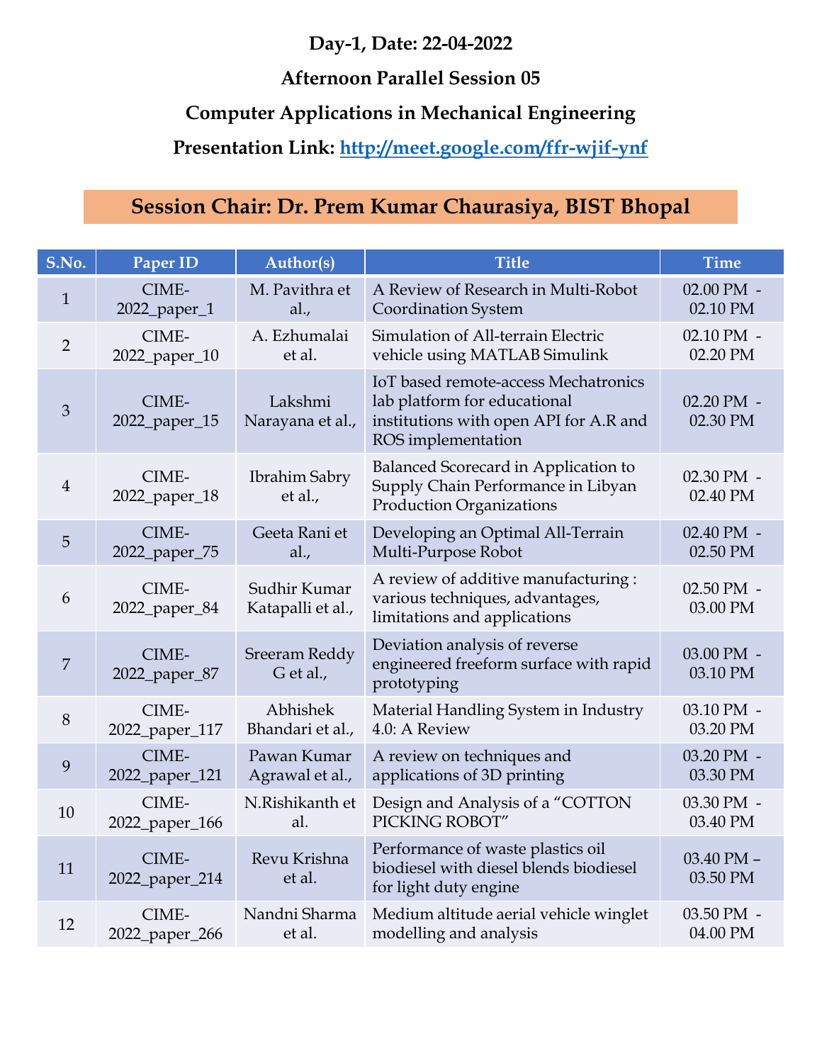**Day-1, Date: 22-04-2022**

**Afternoon Parallel Session 05**

**Computer Applications in Mechanical Engineering**

**Presentation Link: http://meet.google.com/ffr-wjif-ynf**

**Session Chair: Dr. Prem Kumar Chaurasiya, BIST Bhopal**

| S.No. | Paper ID | Author(s) | Title | Time |
|---|---|---|---|---|
| 1 | CIME-2022_paper_1 | M. Pavithra et al., | A Review of Research in Multi-Robot Coordination System | 02.00 PM - 02.10 PM |
| 2 | CIME-2022_paper_10 | A. Ezhumalai et al. | Simulation of All-terrain Electric vehicle using MATLAB Simulink | 02.10 PM - 02.20 PM |
| 3 | CIME-2022_paper_15 | Lakshmi Narayana et al., | IoT based remote-access Mechatronics lab platform for educational institutions with open API for A.R and ROS implementation | 02.20 PM - 02.30 PM |
| 4 | CIME-2022_paper_18 | Ibrahim Sabry et al., | Balanced Scorecard in Application to Supply Chain Performance in Libyan Production Organizations | 02.30 PM - 02.40 PM |
| 5 | CIME-2022_paper_75 | Geeta Rani et al., | Developing an Optimal All-Terrain Multi-Purpose Robot | 02.40 PM - 02.50 PM |
| 6 | CIME-2022_paper_84 | Sudhir Kumar Katapalli et al., | A review of additive manufacturing : various techniques, advantages, limitations and applications | 02.50 PM - 03.00 PM |
| 7 | CIME-2022_paper_87 | Sreeram Reddy G et al., | Deviation analysis of reverse engineered freeform surface with rapid prototyping | 03.00 PM - 03.10 PM |
| 8 | CIME-2022_paper_117 | Abhishek Bhandari et al., | Material Handling System in Industry 4.0: A Review | 03.10 PM - 03.20 PM |
| 9 | CIME-2022_paper_121 | Pawan Kumar Agrawal et al., | A review on techniques and applications of 3D printing | 03.20 PM - 03.30 PM |
| 10 | CIME-2022_paper_166 | N.Rishikanth et al. | Design and Analysis of a "COTTON PICKING ROBOT" | 03.30 PM - 03.40 PM |
| 11 | CIME-2022_paper_214 | Revu Krishna et al. | Performance of waste plastics oil biodiesel with diesel blends biodiesel for light duty engine | 03.40 PM – 03.50 PM |
| 12 | CIME-2022_paper_266 | Nandni Sharma et al. | Medium altitude aerial vehicle winglet modelling and analysis | 03.50 PM - 04.00 PM |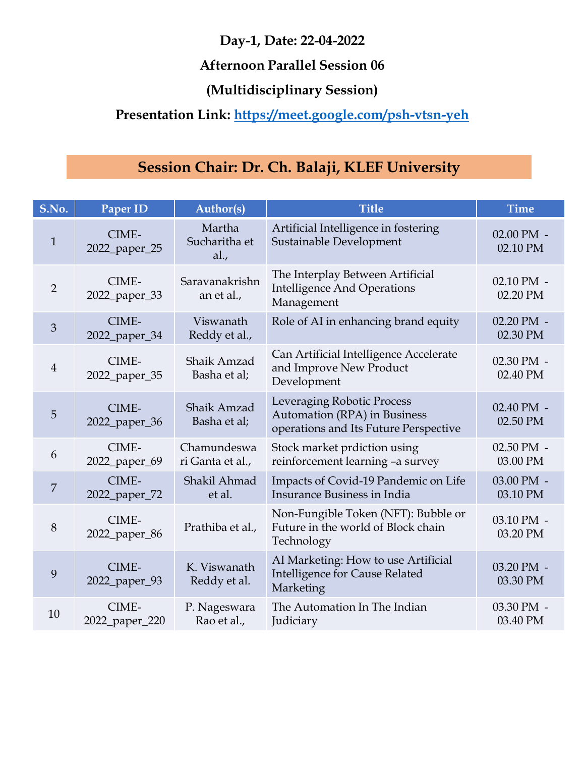**Day-1, Date: 22-04-2022**

**Afternoon Parallel Session 06**

**(Multidisciplinary Session)**

**Presentation Link: https://meet.google.com/psh-vtsn-yeh**

## Session Chair: Dr. Ch. Balaji, KLEF University

| S.No. | Paper ID | Author(s) | Title | Time |
|---|---|---|---|---|
| 1 | CIME-2022_paper_25 | Martha Sucharitha et al., | Artificial Intelligence in fostering Sustainable Development | 02.00 PM - 02.10 PM |
| 2 | CIME-2022_paper_33 | Saravanakrishnan et al., | The Interplay Between Artificial Intelligence And Operations Management | 02.10 PM - 02.20 PM |
| 3 | CIME-2022_paper_34 | Viswanath Reddy et al., | Role of AI in enhancing brand equity | 02.20 PM - 02.30 PM |
| 4 | CIME-2022_paper_35 | Shaik Amzad Basha et al; | Can Artificial Intelligence Accelerate and Improve New Product Development | 02.30 PM - 02.40 PM |
| 5 | CIME-2022_paper_36 | Shaik Amzad Basha et al; | Leveraging Robotic Process Automation (RPA) in Business operations and Its Future Perspective | 02.40 PM - 02.50 PM |
| 6 | CIME-2022_paper_69 | Chamundeswari Ganta et al., | Stock market prdiction using reinforcement learning –a survey | 02.50 PM - 03.00 PM |
| 7 | CIME-2022_paper_72 | Shakil Ahmad et al. | Impacts of Covid-19 Pandemic on Life Insurance Business in India | 03.00 PM - 03.10 PM |
| 8 | CIME-2022_paper_86 | Prathiba et al., | Non-Fungible Token (NFT): Bubble or Future in the world of Block chain Technology | 03.10 PM - 03.20 PM |
| 9 | CIME-2022_paper_93 | K. Viswanath Reddy et al. | AI Marketing: How to use Artificial Intelligence for Cause Related Marketing | 03.20 PM - 03.30 PM |
| 10 | CIME-2022_paper_220 | P. Nageswara Rao et al., | The Automation In The Indian Judiciary | 03.30 PM - 03.40 PM |